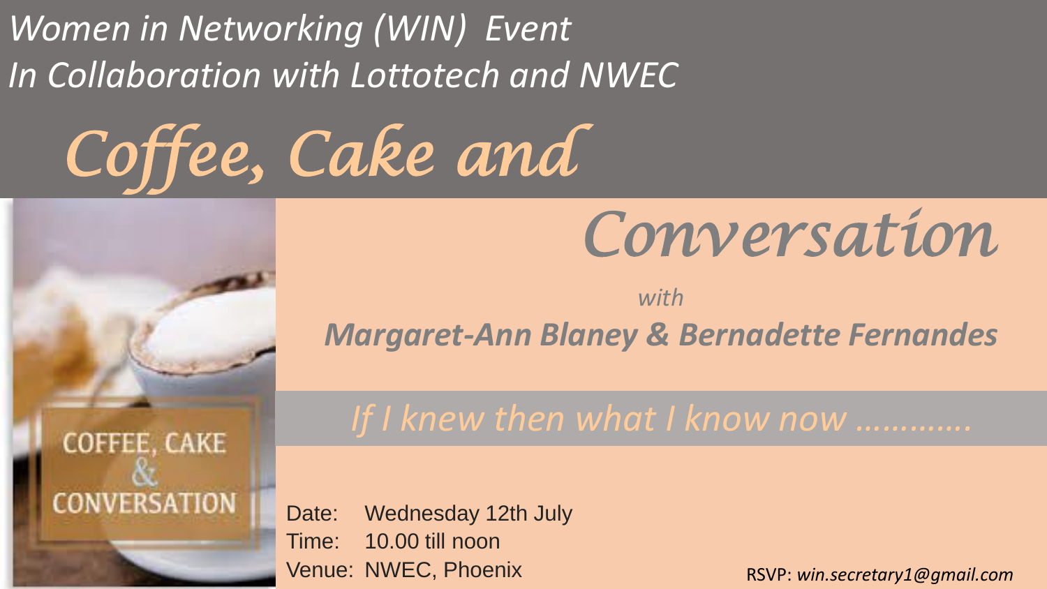*Women in Networking (WIN) Event*
*In Collaboration with Lottotech and NWEC*

# Coffee, Cake and Conversation

*with*

***Margaret-Ann Blaney & Bernadette Fernandes***

*If I knew then what I know now …………*

Date: Wednesday 12th July
Time: 10.00 till noon
Venue: NWEC, Phoenix

RSVP: *win.secretary1@gmail.com*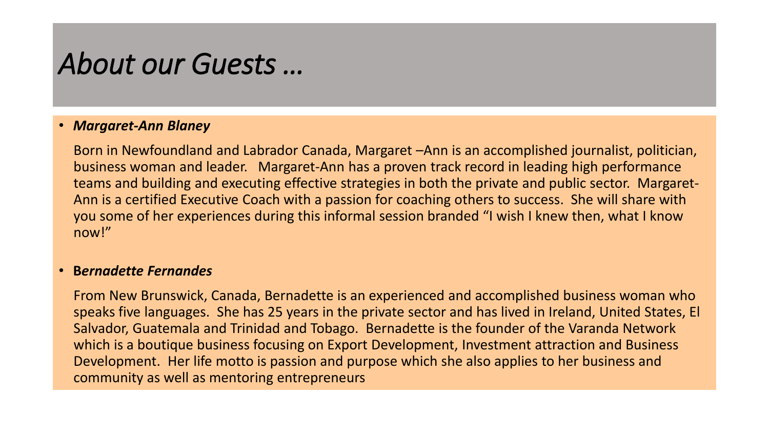# *About our Guests …*

- ***Margaret-Ann Blaney***

  Born in Newfoundland and Labrador Canada, Margaret –Ann is an accomplished journalist, politician, business woman and leader. Margaret-Ann has a proven track record in leading high performance teams and building and executing effective strategies in both the private and public sector. Margaret-Ann is a certified Executive Coach with a passion for coaching others to success. She will share with you some of her experiences during this informal session branded "I wish I knew then, what I know now!"

- **B*ernadette Fernandes***

  From New Brunswick, Canada, Bernadette is an experienced and accomplished business woman who speaks five languages. She has 25 years in the private sector and has lived in Ireland, United States, El Salvador, Guatemala and Trinidad and Tobago. Bernadette is the founder of the Varanda Network which is a boutique business focusing on Export Development, Investment attraction and Business Development. Her life motto is passion and purpose which she also applies to her business and community as well as mentoring entrepreneurs